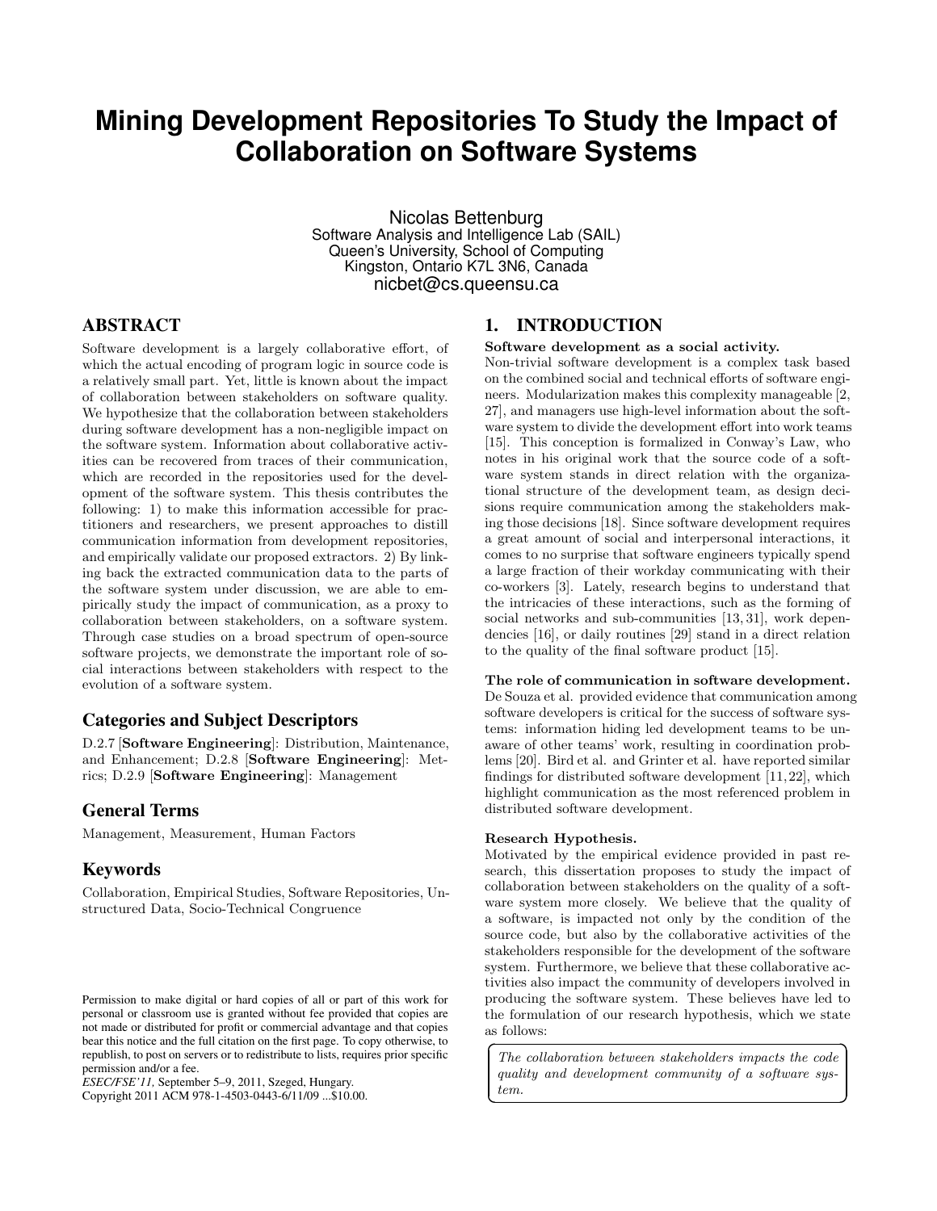# Mining Development Repositories To Study the Impact of Collaboration on Software Systems

Nicolas Bettenburg
Software Analysis and Intelligence Lab (SAIL)
Queen's University, School of Computing
Kingston, Ontario K7L 3N6, Canada
nicbet@cs.queensu.ca

## ABSTRACT

Software development is a largely collaborative effort, of which the actual encoding of program logic in source code is a relatively small part. Yet, little is known about the impact of collaboration between stakeholders on software quality. We hypothesize that the collaboration between stakeholders during software development has a non-negligible impact on the software system. Information about collaborative activities can be recovered from traces of their communication, which are recorded in the repositories used for the development of the software system. This thesis contributes the following: 1) to make this information accessible for practitioners and researchers, we present approaches to distill communication information from development repositories, and empirically validate our proposed extractors. 2) By linking back the extracted communication data to the parts of the software system under discussion, we are able to empirically study the impact of communication, as a proxy to collaboration between stakeholders, on a software system. Through case studies on a broad spectrum of open-source software projects, we demonstrate the important role of social interactions between stakeholders with respect to the evolution of a software system.

### Categories and Subject Descriptors

D.2.7 [**Software Engineering**]: Distribution, Maintenance, and Enhancement; D.2.8 [**Software Engineering**]: Metrics; D.2.9 [**Software Engineering**]: Management

### General Terms

Management, Measurement, Human Factors

### Keywords

Collaboration, Empirical Studies, Software Repositories, Unstructured Data, Socio-Technical Congruence

Permission to make digital or hard copies of all or part of this work for personal or classroom use is granted without fee provided that copies are not made or distributed for profit or commercial advantage and that copies bear this notice and the full citation on the first page. To copy otherwise, to republish, to post on servers or to redistribute to lists, requires prior specific permission and/or a fee.
*ESEC/FSE'11,* September 5–9, 2011, Szeged, Hungary.
Copyright 2011 ACM 978-1-4503-0443-6/11/09 ...$10.00.

## 1. INTRODUCTION

**Software development as a social activity.**
Non-trivial software development is a complex task based on the combined social and technical efforts of software engineers. Modularization makes this complexity manageable [2, 27], and managers use high-level information about the software system to divide the development effort into work teams [15]. This conception is formalized in Conway's Law, who notes in his original work that the source code of a software system stands in direct relation with the organizational structure of the development team, as design decisions require communication among the stakeholders making those decisions [18]. Since software development requires a great amount of social and interpersonal interactions, it comes to no surprise that software engineers typically spend a large fraction of their workday communicating with their co-workers [3]. Lately, research begins to understand that the intricacies of these interactions, such as the forming of social networks and sub-communities [13, 31], work dependencies [16], or daily routines [29] stand in a direct relation to the quality of the final software product [15].

**The role of communication in software development.**
De Souza et al. provided evidence that communication among software developers is critical for the success of software systems: information hiding led development teams to be unaware of other teams' work, resulting in coordination problems [20]. Bird et al. and Grinter et al. have reported similar findings for distributed software development [11, 22], which highlight communication as the most referenced problem in distributed software development.

**Research Hypothesis.**
Motivated by the empirical evidence provided in past research, this dissertation proposes to study the impact of collaboration between stakeholders on the quality of a software system more closely. We believe that the quality of a software, is impacted not only by the condition of the source code, but also by the collaborative activities of the stakeholders responsible for the development of the software system. Furthermore, we believe that these collaborative activities also impact the community of developers involved in producing the software system. These believes have led to the formulation of our research hypothesis, which we state as follows:

> *The collaboration between stakeholders impacts the code quality and development community of a software system.*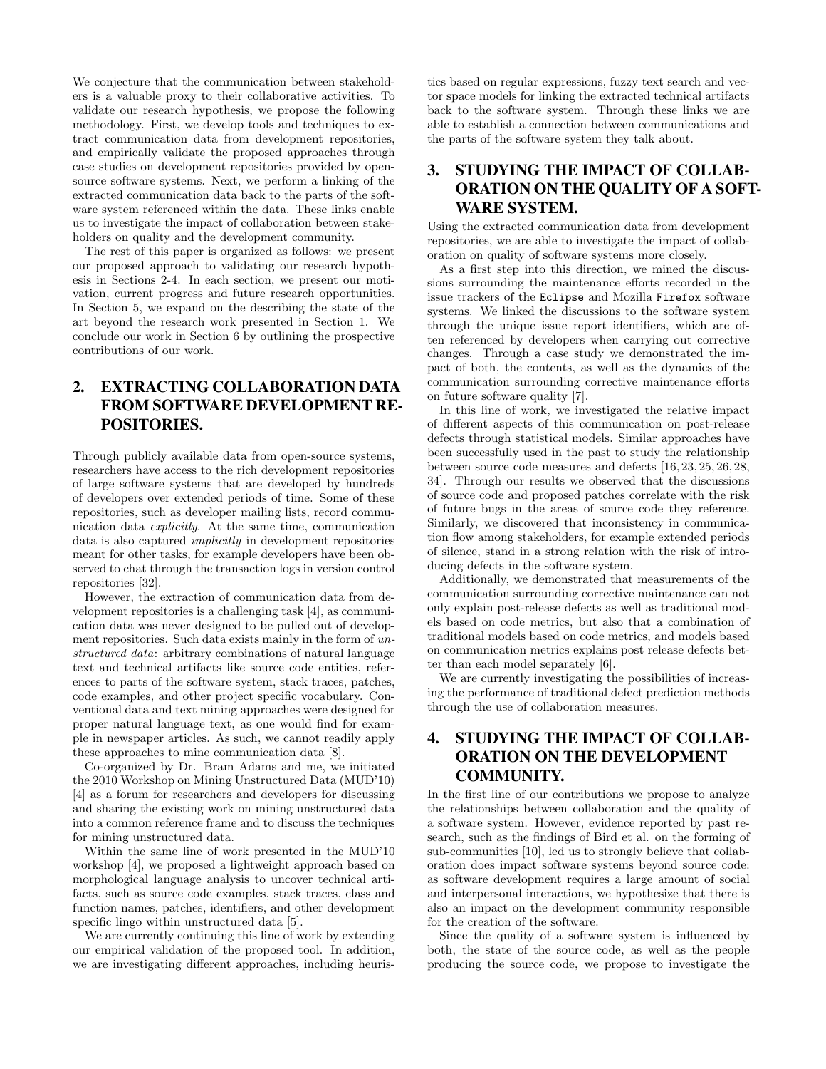We conjecture that the communication between stakeholders is a valuable proxy to their collaborative activities. To validate our research hypothesis, we propose the following methodology. First, we develop tools and techniques to extract communication data from development repositories, and empirically validate the proposed approaches through case studies on development repositories provided by open-source software systems. Next, we perform a linking of the extracted communication data back to the parts of the software system referenced within the data. These links enable us to investigate the impact of collaboration between stakeholders on quality and the development community.

The rest of this paper is organized as follows: we present our proposed approach to validating our research hypothesis in Sections 2-4. In each section, we present our motivation, current progress and future research opportunities. In Section 5, we expand on the describing the state of the art beyond the research work presented in Section 1. We conclude our work in Section 6 by outlining the prospective contributions of our work.

## 2. EXTRACTING COLLABORATION DATA FROM SOFTWARE DEVELOPMENT REPOSITORIES.

Through publicly available data from open-source systems, researchers have access to the rich development repositories of large software systems that are developed by hundreds of developers over extended periods of time. Some of these repositories, such as developer mailing lists, record communication data *explicitly*. At the same time, communication data is also captured *implicitly* in development repositories meant for other tasks, for example developers have been observed to chat through the transaction logs in version control repositories [32].

However, the extraction of communication data from development repositories is a challenging task [4], as communication data was never designed to be pulled out of development repositories. Such data exists mainly in the form of *unstructured data*: arbitrary combinations of natural language text and technical artifacts like source code entities, references to parts of the software system, stack traces, patches, code examples, and other project specific vocabulary. Conventional data and text mining approaches were designed for proper natural language text, as one would find for example in newspaper articles. As such, we cannot readily apply these approaches to mine communication data [8].

Co-organized by Dr. Bram Adams and me, we initiated the 2010 Workshop on Mining Unstructured Data (MUD'10) [4] as a forum for researchers and developers for discussing and sharing the existing work on mining unstructured data into a common reference frame and to discuss the techniques for mining unstructured data.

Within the same line of work presented in the MUD'10 workshop [4], we proposed a lightweight approach based on morphological language analysis to uncover technical artifacts, such as source code examples, stack traces, class and function names, patches, identifiers, and other development specific lingo within unstructured data [5].

We are currently continuing this line of work by extending our empirical validation of the proposed tool. In addition, we are investigating different approaches, including heuristics based on regular expressions, fuzzy text search and vector space models for linking the extracted technical artifacts back to the software system. Through these links we are able to establish a connection between communications and the parts of the software system they talk about.

## 3. STUDYING THE IMPACT OF COLLABORATION ON THE QUALITY OF A SOFTWARE SYSTEM.

Using the extracted communication data from development repositories, we are able to investigate the impact of collaboration on quality of software systems more closely.

As a first step into this direction, we mined the discussions surrounding the maintenance efforts recorded in the issue trackers of the `Eclipse` and Mozilla `Firefox` software systems. We linked the discussions to the software system through the unique issue report identifiers, which are often referenced by developers when carrying out corrective changes. Through a case study we demonstrated the impact of both, the contents, as well as the dynamics of the communication surrounding corrective maintenance efforts on future software quality [7].

In this line of work, we investigated the relative impact of different aspects of this communication on post-release defects through statistical models. Similar approaches have been successfully used in the past to study the relationship between source code measures and defects [16, 23, 25, 26, 28, 34]. Through our results we observed that the discussions of source code and proposed patches correlate with the risk of future bugs in the areas of source code they reference. Similarly, we discovered that inconsistency in communication flow among stakeholders, for example extended periods of silence, stand in a strong relation with the risk of introducing defects in the software system.

Additionally, we demonstrated that measurements of the communication surrounding corrective maintenance can not only explain post-release defects as well as traditional models based on code metrics, but also that a combination of traditional models based on code metrics, and models based on communication metrics explains post release defects better than each model separately [6].

We are currently investigating the possibilities of increasing the performance of traditional defect prediction methods through the use of collaboration measures.

## 4. STUDYING THE IMPACT OF COLLABORATION ON THE DEVELOPMENT COMMUNITY.

In the first line of our contributions we propose to analyze the relationships between collaboration and the quality of a software system. However, evidence reported by past research, such as the findings of Bird et al. on the forming of sub-communities [10], led us to strongly believe that collaboration does impact software systems beyond source code: as software development requires a large amount of social and interpersonal interactions, we hypothesize that there is also an impact on the development community responsible for the creation of the software.

Since the quality of a software system is influenced by both, the state of the source code, as well as the people producing the source code, we propose to investigate the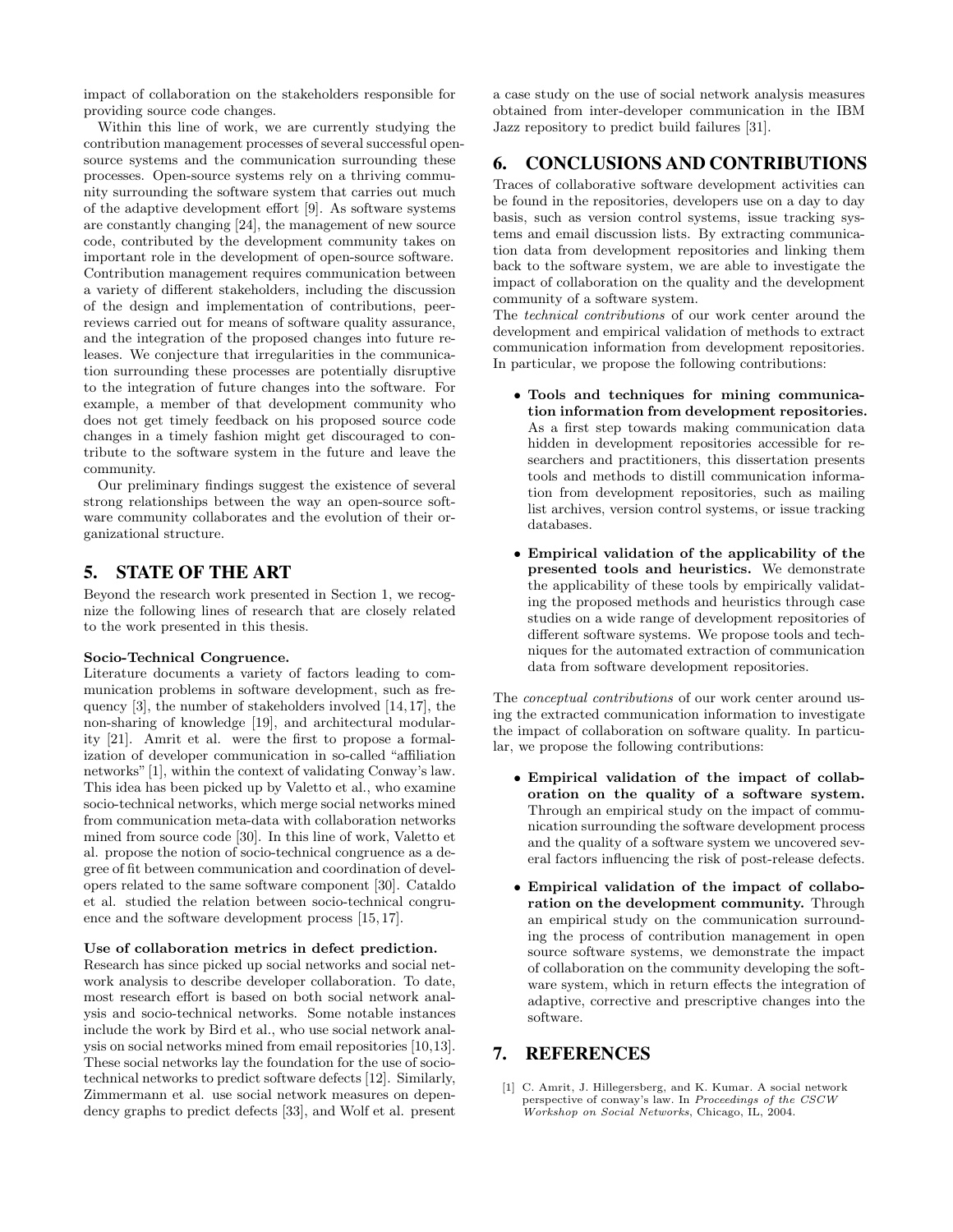impact of collaboration on the stakeholders responsible for providing source code changes.

Within this line of work, we are currently studying the contribution management processes of several successful open-source systems and the communication surrounding these processes. Open-source systems rely on a thriving community surrounding the software system that carries out much of the adaptive development effort [9]. As software systems are constantly changing [24], the management of new source code, contributed by the development community takes on important role in the development of open-source software. Contribution management requires communication between a variety of different stakeholders, including the discussion of the design and implementation of contributions, peer-reviews carried out for means of software quality assurance, and the integration of the proposed changes into future releases. We conjecture that irregularities in the communication surrounding these processes are potentially disruptive to the integration of future changes into the software. For example, a member of that development community who does not get timely feedback on his proposed source code changes in a timely fashion might get discouraged to contribute to the software system in the future and leave the community.

Our preliminary findings suggest the existence of several strong relationships between the way an open-source software community collaborates and the evolution of their organizational structure.

## 5. STATE OF THE ART

Beyond the research work presented in Section 1, we recognize the following lines of research that are closely related to the work presented in this thesis.

**Socio-Technical Congruence.**
Literature documents a variety of factors leading to communication problems in software development, such as frequency [3], the number of stakeholders involved [14,17], the non-sharing of knowledge [19], and architectural modularity [21]. Amrit et al. were the first to propose a formalization of developer communication in so-called "affiliation networks" [1], within the context of validating Conway's law. This idea has been picked up by Valetto et al., who examine socio-technical networks, which merge social networks mined from communication meta-data with collaboration networks mined from source code [30]. In this line of work, Valetto et al. propose the notion of socio-technical congruence as a degree of fit between communication and coordination of developers related to the same software component [30]. Cataldo et al. studied the relation between socio-technical congruence and the software development process [15,17].

**Use of collaboration metrics in defect prediction.**
Research has since picked up social networks and social network analysis to describe developer collaboration. To date, most research effort is based on both social network analysis and socio-technical networks. Some notable instances include the work by Bird et al., who use social network analysis on social networks mined from email repositories [10,13]. These social networks lay the foundation for the use of socio-technical networks to predict software defects [12]. Similarly, Zimmermann et al. use social network measures on dependency graphs to predict defects [33], and Wolf et al. present a case study on the use of social network analysis measures obtained from inter-developer communication in the IBM Jazz repository to predict build failures [31].

## 6. CONCLUSIONS AND CONTRIBUTIONS

Traces of collaborative software development activities can be found in the repositories, developers use on a day to day basis, such as version control systems, issue tracking systems and email discussion lists. By extracting communication data from development repositories and linking them back to the software system, we are able to investigate the impact of collaboration on the quality and the development community of a software system.

The *technical contributions* of our work center around the development and empirical validation of methods to extract communication information from development repositories. In particular, we propose the following contributions:

- **Tools and techniques for mining communication information from development repositories.** As a first step towards making communication data hidden in development repositories accessible for researchers and practitioners, this dissertation presents tools and methods to distill communication information from development repositories, such as mailing list archives, version control systems, or issue tracking databases.
- **Empirical validation of the applicability of the presented tools and heuristics.** We demonstrate the applicability of these tools by empirically validating the proposed methods and heuristics through case studies on a wide range of development repositories of different software systems. We propose tools and techniques for the automated extraction of communication data from software development repositories.

The *conceptual contributions* of our work center around using the extracted communication information to investigate the impact of collaboration on software quality. In particular, we propose the following contributions:

- **Empirical validation of the impact of collaboration on the quality of a software system.** Through an empirical study on the impact of communication surrounding the software development process and the quality of a software system we uncovered several factors influencing the risk of post-release defects.
- **Empirical validation of the impact of collaboration on the development community.** Through an empirical study on the communication surrounding the process of contribution management in open source software systems, we demonstrate the impact of collaboration on the community developing the software system, which in return effects the integration of adaptive, corrective and prescriptive changes into the software.

## 7. REFERENCES

[1] C. Amrit, J. Hillegersberg, and K. Kumar. A social network perspective of conway's law. In *Proceedings of the CSCW Workshop on Social Networks*, Chicago, IL, 2004.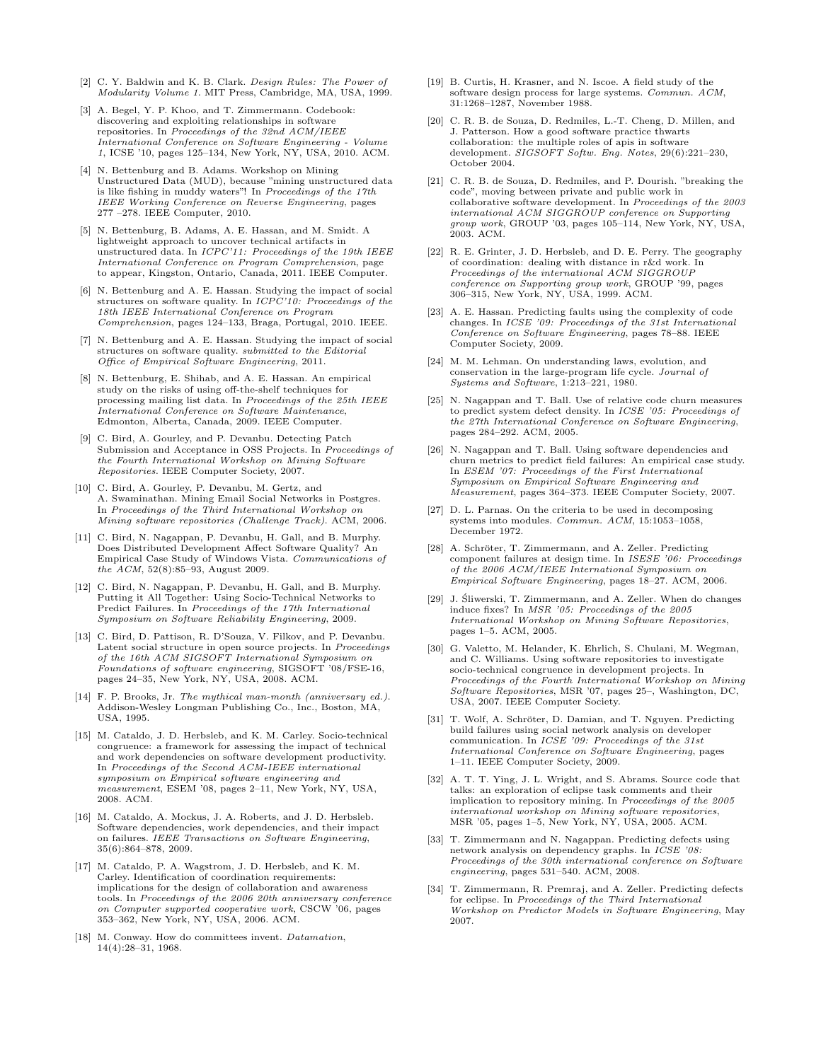[2] C. Y. Baldwin and K. B. Clark. *Design Rules: The Power of Modularity Volume 1*. MIT Press, Cambridge, MA, USA, 1999.

[3] A. Begel, Y. P. Khoo, and T. Zimmermann. Codebook: discovering and exploiting relationships in software repositories. In *Proceedings of the 32nd ACM/IEEE International Conference on Software Engineering - Volume 1*, ICSE '10, pages 125–134, New York, NY, USA, 2010. ACM.

[4] N. Bettenburg and B. Adams. Workshop on Mining Unstructured Data (MUD), because "mining unstructured data is like fishing in muddy waters"! In *Proceedings of the 17th IEEE Working Conference on Reverse Engineering*, pages 277 –278. IEEE Computer, 2010.

[5] N. Bettenburg, B. Adams, A. E. Hassan, and M. Smidt. A lightweight approach to uncover technical artifacts in unstructured data. In *ICPC'11: Proceedings of the 19th IEEE International Conference on Program Comprehension*, page to appear, Kingston, Ontario, Canada, 2011. IEEE Computer.

[6] N. Bettenburg and A. E. Hassan. Studying the impact of social structures on software quality. In *ICPC'10: Proceedings of the 18th IEEE International Conference on Program Comprehension*, pages 124–133, Braga, Portugal, 2010. IEEE.

[7] N. Bettenburg and A. E. Hassan. Studying the impact of social structures on software quality. *submitted to the Editorial Office of Empirical Software Engineering*, 2011.

[8] N. Bettenburg, E. Shihab, and A. E. Hassan. An empirical study on the risks of using off-the-shelf techniques for processing mailing list data. In *Proceedings of the 25th IEEE International Conference on Software Maintenance*, Edmonton, Alberta, Canada, 2009. IEEE Computer.

[9] C. Bird, A. Gourley, and P. Devanbu. Detecting Patch Submission and Acceptance in OSS Projects. In *Proceedings of the Fourth International Workshop on Mining Software Repositories*. IEEE Computer Society, 2007.

[10] C. Bird, A. Gourley, P. Devanbu, M. Gertz, and A. Swaminathan. Mining Email Social Networks in Postgres. In *Proceedings of the Third International Workshop on Mining software repositories (Challenge Track)*. ACM, 2006.

[11] C. Bird, N. Nagappan, P. Devanbu, H. Gall, and B. Murphy. Does Distributed Development Affect Software Quality? An Empirical Case Study of Windows Vista. *Communications of the ACM*, 52(8):85–93, August 2009.

[12] C. Bird, N. Nagappan, P. Devanbu, H. Gall, and B. Murphy. Putting it All Together: Using Socio-Technical Networks to Predict Failures. In *Proceedings of the 17th International Symposium on Software Reliability Engineering*, 2009.

[13] C. Bird, D. Pattison, R. D'Souza, V. Filkov, and P. Devanbu. Latent social structure in open source projects. In *Proceedings of the 16th ACM SIGSOFT International Symposium on Foundations of software engineering*, SIGSOFT '08/FSE-16, pages 24–35, New York, NY, USA, 2008. ACM.

[14] F. P. Brooks, Jr. *The mythical man-month (anniversary ed.)*. Addison-Wesley Longman Publishing Co., Inc., Boston, MA, USA, 1995.

[15] M. Cataldo, J. D. Herbsleb, and K. M. Carley. Socio-technical congruence: a framework for assessing the impact of technical and work dependencies on software development productivity. In *Proceedings of the Second ACM-IEEE international symposium on Empirical software engineering and measurement*, ESEM '08, pages 2–11, New York, NY, USA, 2008. ACM.

[16] M. Cataldo, A. Mockus, J. A. Roberts, and J. D. Herbsleb. Software dependencies, work dependencies, and their impact on failures. *IEEE Transactions on Software Engineering*, 35(6):864–878, 2009.

[17] M. Cataldo, P. A. Wagstrom, J. D. Herbsleb, and K. M. Carley. Identification of coordination requirements: implications for the design of collaboration and awareness tools. In *Proceedings of the 2006 20th anniversary conference on Computer supported cooperative work*, CSCW '06, pages 353–362, New York, NY, USA, 2006. ACM.

[18] M. Conway. How do committees invent. *Datamation*, 14(4):28–31, 1968.

[19] B. Curtis, H. Krasner, and N. Iscoe. A field study of the software design process for large systems. *Commun. ACM*, 31:1268–1287, November 1988.

[20] C. R. B. de Souza, D. Redmiles, L.-T. Cheng, D. Millen, and J. Patterson. How a good software practice thwarts collaboration: the multiple roles of apis in software development. *SIGSOFT Softw. Eng. Notes*, 29(6):221–230, October 2004.

[21] C. R. B. de Souza, D. Redmiles, and P. Dourish. "breaking the code", moving between private and public work in collaborative software development. In *Proceedings of the 2003 international ACM SIGGROUP conference on Supporting group work*, GROUP '03, pages 105–114, New York, NY, USA, 2003. ACM.

[22] R. E. Grinter, J. D. Herbsleb, and D. E. Perry. The geography of coordination: dealing with distance in r&d work. In *Proceedings of the international ACM SIGGROUP conference on Supporting group work*, GROUP '99, pages 306–315, New York, NY, USA, 1999. ACM.

[23] A. E. Hassan. Predicting faults using the complexity of code changes. In *ICSE '09: Proceedings of the 31st International Conference on Software Engineering*, pages 78–88. IEEE Computer Society, 2009.

[24] M. M. Lehman. On understanding laws, evolution, and conservation in the large-program life cycle. *Journal of Systems and Software*, 1:213–221, 1980.

[25] N. Nagappan and T. Ball. Use of relative code churn measures to predict system defect density. In *ICSE '05: Proceedings of the 27th International Conference on Software Engineering*, pages 284–292. ACM, 2005.

[26] N. Nagappan and T. Ball. Using software dependencies and churn metrics to predict field failures: An empirical case study. In *ESEM '07: Proceedings of the First International Symposium on Empirical Software Engineering and Measurement*, pages 364–373. IEEE Computer Society, 2007.

[27] D. L. Parnas. On the criteria to be used in decomposing systems into modules. *Commun. ACM*, 15:1053–1058, December 1972.

[28] A. Schröter, T. Zimmermann, and A. Zeller. Predicting component failures at design time. In *ISESE '06: Proceedings of the 2006 ACM/IEEE International Symposium on Empirical Software Engineering*, pages 18–27. ACM, 2006.

[29] J. Śliwerski, T. Zimmermann, and A. Zeller. When do changes induce fixes? In *MSR '05: Proceedings of the 2005 International Workshop on Mining Software Repositories*, pages 1–5. ACM, 2005.

[30] G. Valetto, M. Helander, K. Ehrlich, S. Chulani, M. Wegman, and C. Williams. Using software repositories to investigate socio-technical congruence in development projects. In *Proceedings of the Fourth International Workshop on Mining Software Repositories*, MSR '07, pages 25–, Washington, DC, USA, 2007. IEEE Computer Society.

[31] T. Wolf, A. Schröter, D. Damian, and T. Nguyen. Predicting build failures using social network analysis on developer communication. In *ICSE '09: Proceedings of the 31st International Conference on Software Engineering*, pages 1–11. IEEE Computer Society, 2009.

[32] A. T. T. Ying, J. L. Wright, and S. Abrams. Source code that talks: an exploration of eclipse task comments and their implication to repository mining. In *Proceedings of the 2005 international workshop on Mining software repositories*, MSR '05, pages 1–5, New York, NY, USA, 2005. ACM.

[33] T. Zimmermann and N. Nagappan. Predicting defects using network analysis on dependency graphs. In *ICSE '08: Proceedings of the 30th international conference on Software engineering*, pages 531–540. ACM, 2008.

[34] T. Zimmermann, R. Premraj, and A. Zeller. Predicting defects for eclipse. In *Proceedings of the Third International Workshop on Predictor Models in Software Engineering*, May 2007.